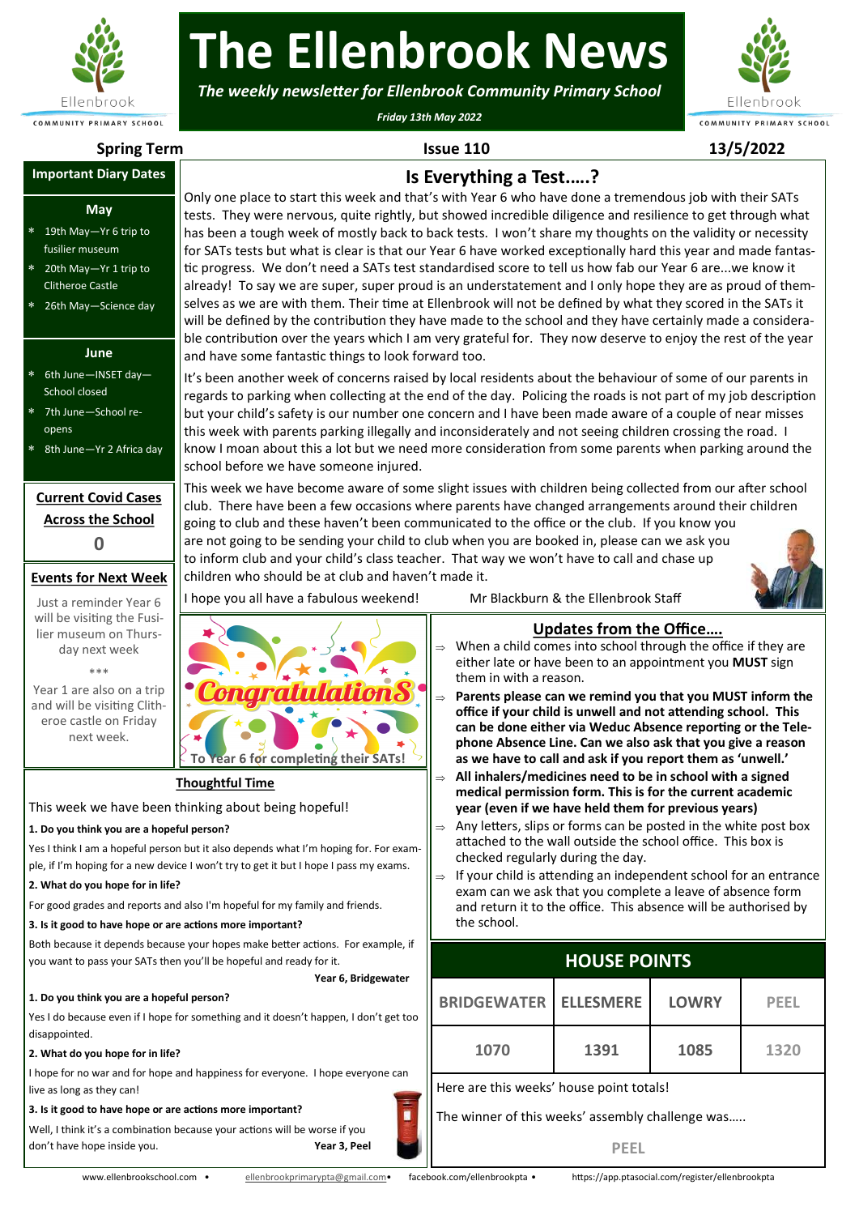# The Ellenbrook News

*The weekly newsletter for Ellenbrook Community Primary School*

*Friday 13th May 2022*

**Spring Term** | **Issue 110** | **13/5/2022**

## Important Diary Dates

### May

- 19th May—Yr 6 trip to fusilier museum
- 20th May—Yr 1 trip to Clitheroe Castle
- 26th May—Science day

### June

- 6th June—INSET day—School closed
- 7th June—School re-opens
- 8th June—Yr 2 Africa day

### Current Covid Cases Across the School

**0**

### Events for Next Week

Just a reminder Year 6 will be visiting the Fusilier museum on Thursday next week

\*\*\*

Year 1 are also on a trip and will be visiting Clitheroe castle on Friday next week.

## Is Everything a Test…..?

Only one place to start this week and that's with Year 6 who have done a tremendous job with their SATs tests. They were nervous, quite rightly, but showed incredible diligence and resilience to get through what has been a tough week of mostly back to back tests. I won't share my thoughts on the validity or necessity for SATs tests but what is clear is that our Year 6 have worked exceptionally hard this year and made fantastic progress. We don't need a SATs test standardised score to tell us how fab our Year 6 are...we know it already! To say we are super, super proud is an understatement and I only hope they are as proud of themselves as we are with them. Their time at Ellenbrook will not be defined by what they scored in the SATs it will be defined by the contribution they have made to the school and they have certainly made a considerable contribution over the years which I am very grateful for. They now deserve to enjoy the rest of the year and have some fantastic things to look forward too.

It's been another week of concerns raised by local residents about the behaviour of some of our parents in regards to parking when collecting at the end of the day. Policing the roads is not part of my job description but your child's safety is our number one concern and I have been made aware of a couple of near misses this week with parents parking illegally and inconsiderately and not seeing children crossing the road. I know I moan about this a lot but we need more consideration from some parents when parking around the school before we have someone injured.

This week we have become aware of some slight issues with children being collected from our after school club. There have been a few occasions where parents have changed arrangements around their children going to club and these haven't been communicated to the office or the club. If you know you are not going to be sending your child to club when you are booked in, please can we ask you to inform club and your child's class teacher. That way we won't have to call and chase up children who should be at club and haven't made it.

I hope you all have a fabulous weekend! Mr Blackburn & the Ellenbrook Staff

Congratulations

To Year 6 for completing their SATs!

## Updates from the Office….

- When a child comes into school through the office if they are either late or have been to an appointment you **MUST** sign them in with a reason.
- **Parents please can we remind you that you MUST inform the office if your child is unwell and not attending school. This can be done either via Weduc Absence reporting or the Telephone Absence Line. Can we also ask that you give a reason as we have to call and ask if you report them as 'unwell.'**
- **All inhalers/medicines need to be in school with a signed medical permission form. This is for the current academic year (even if we have held them for previous years)**
- Any letters, slips or forms can be posted in the white post box attached to the wall outside the school office. This box is checked regularly during the day.
- If your child is attending an independent school for an entrance exam can we ask that you complete a leave of absence form and return it to the office. This absence will be authorised by the school.

## Thoughtful Time

This week we have been thinking about being hopeful!

**1. Do you think you are a hopeful person?**

Yes I think I am a hopeful person but it also depends what I'm hoping for. For example, if I'm hoping for a new device I won't try to get it but I hope I pass my exams.

**2. What do you hope for in life?**

For good grades and reports and also I'm hopeful for my family and friends.

**3. Is it good to have hope or are actions more important?**

Both because it depends because your hopes make better actions. For example, if you want to pass your SATs then you'll be hopeful and ready for it.

**Year 6, Bridgewater**

**1. Do you think you are a hopeful person?**

Yes I do because even if I hope for something and it doesn't happen, I don't get too disappointed.

**2. What do you hope for in life?**

I hope for no war and for hope and happiness for everyone. I hope everyone can live as long as they can!

**3. Is it good to have hope or are actions more important?**

Well, I think it's a combination because your actions will be worse if you don't have hope inside you. **Year 3, Peel**

## HOUSE POINTS

| BRIDGEWATER | ELLESMERE | LOWRY | PEEL |
|---|---|---|---|
| 1070 | 1391 | 1085 | 1320 |

Here are this weeks' house point totals!

The winner of this weeks' assembly challenge was…..

**PEEL**

www.ellenbrookschool.com • ellenbrookprimarypta@gmail.com • facebook.com/ellenbrookpta • https://app.ptasocial.com/register/ellenbrookpta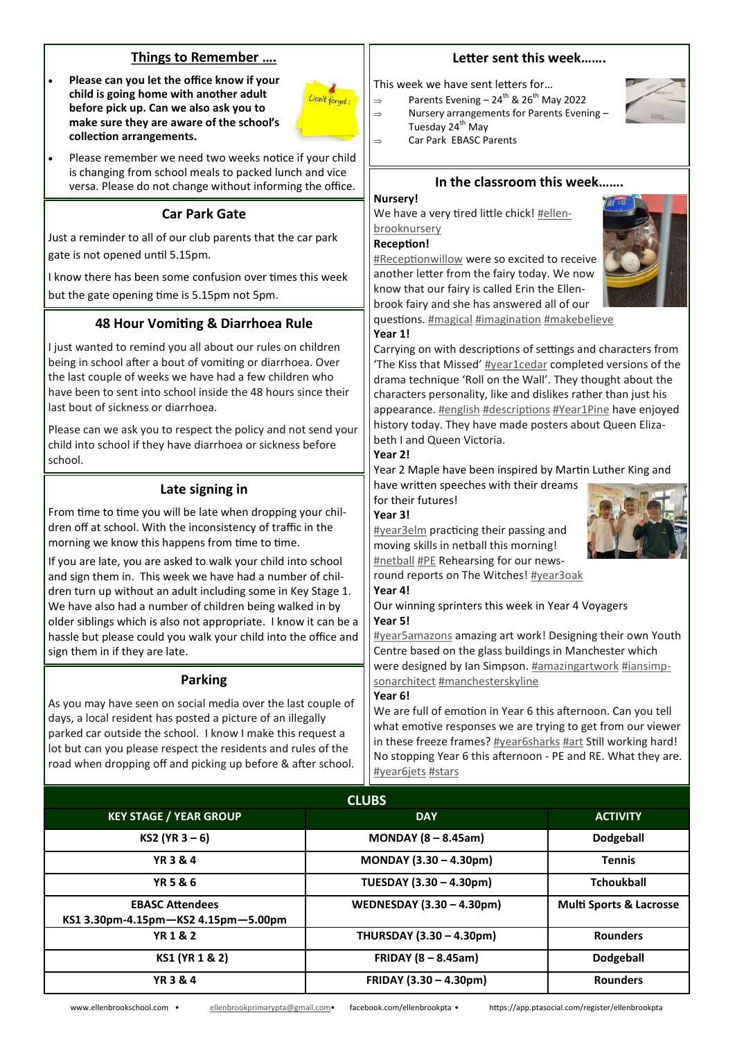## Things to Remember ….

- **Please can you let the office know if your child is going home with another adult before pick up. Can we also ask you to make sure they are aware of the school's collection arrangements.**
- Please remember we need two weeks notice if your child is changing from school meals to packed lunch and vice versa. Please do not change without informing the office.

## Car Park Gate

Just a reminder to all of our club parents that the car park gate is not opened until 5.15pm.

I know there has been some confusion over times this week but the gate opening time is 5.15pm not 5pm.

## 48 Hour Vomiting & Diarrhoea Rule

I just wanted to remind you all about our rules on children being in school after a bout of vomiting or diarrhoea. Over the last couple of weeks we have had a few children who have been to sent into school inside the 48 hours since their last bout of sickness or diarrhoea.

Please can we ask you to respect the policy and not send your child into school if they have diarrhoea or sickness before school.

## Late signing in

From time to time you will be late when dropping your children off at school. With the inconsistency of traffic in the morning we know this happens from time to time.

If you are late, you are asked to walk your child into school and sign them in. This week we have had a number of children turn up without an adult including some in Key Stage 1. We have also had a number of children being walked in by older siblings which is also not appropriate. I know it can be a hassle but please could you walk your child into the office and sign them in if they are late.

## Parking

As you may have seen on social media over the last couple of days, a local resident has posted a picture of an illegally parked car outside the school. I know I make this request a lot but can you please respect the residents and rules of the road when dropping off and picking up before & after school.

## Letter sent this week…….

This week we have sent letters for…

⇒ Parents Evening – 24th & 26th May 2022
⇒ Nursery arrangements for Parents Evening – Tuesday 24th May
⇒ Car Park EBASC Parents

## In the classroom this week…….

**Nursery!**

We have a very tired little chick! #ellenbrooknursery

**Reception!**

#Receptionwillow were so excited to receive another letter from the fairy today. We now know that our fairy is called Erin the Ellenbrook fairy and she has answered all of our questions. #magical #imagination #makebelieve

**Year 1!**

Carrying on with descriptions of settings and characters from 'The Kiss that Missed' #year1cedar completed versions of the drama technique 'Roll on the Wall'. They thought about the characters personality, like and dislikes rather than just his appearance. #english #descriptions #Year1Pine have enjoyed history today. They have made posters about Queen Elizabeth I and Queen Victoria.

**Year 2!**

Year 2 Maple have been inspired by Martin Luther King and have written speeches with their dreams for their futures!

**Year 3!**

#year3elm practicing their passing and moving skills in netball this morning! #netball #PE Rehearsing for our newsround reports on The Witches! #year3oak

**Year 4!**

Our winning sprinters this week in Year 4 Voyagers

**Year 5!**

#year5amazons amazing art work! Designing their own Youth Centre based on the glass buildings in Manchester which were designed by Ian Simpson. #amazingartwork #iansimpsonarchitect #manchesterskyline

**Year 6!**

We are full of emotion in Year 6 this afternoon. Can you tell what emotive responses we are trying to get from our viewer in these freeze frames? #year6sharks #art Still working hard! No stopping Year 6 this afternoon - PE and RE. What they are. #year6jets #stars

## CLUBS

| KEY STAGE / YEAR GROUP | DAY | ACTIVITY |
|---|---|---|
| KS2 (YR 3 – 6) | MONDAY (8 – 8.45am) | Dodgeball |
| YR 3 & 4 | MONDAY (3.30 – 4.30pm) | Tennis |
| YR 5 & 6 | TUESDAY (3.30 – 4.30pm) | Tchoukball |
| EBASC Attendees KS1 3.30pm-4.15pm—KS2 4.15pm—5.00pm | WEDNESDAY (3.30 – 4.30pm) | Multi Sports & Lacrosse |
| YR 1 & 2 | THURSDAY (3.30 – 4.30pm) | Rounders |
| KS1 (YR 1 & 2) | FRIDAY (8 – 8.45am) | Dodgeball |
| YR 3 & 4 | FRIDAY (3.30 – 4.30pm) | Rounders |

www.ellenbrookschool.com • ellenbrookprimarypta@gmail.com • facebook.com/ellenbrookpta • https://app.ptasocial.com/register/ellenbrookpta